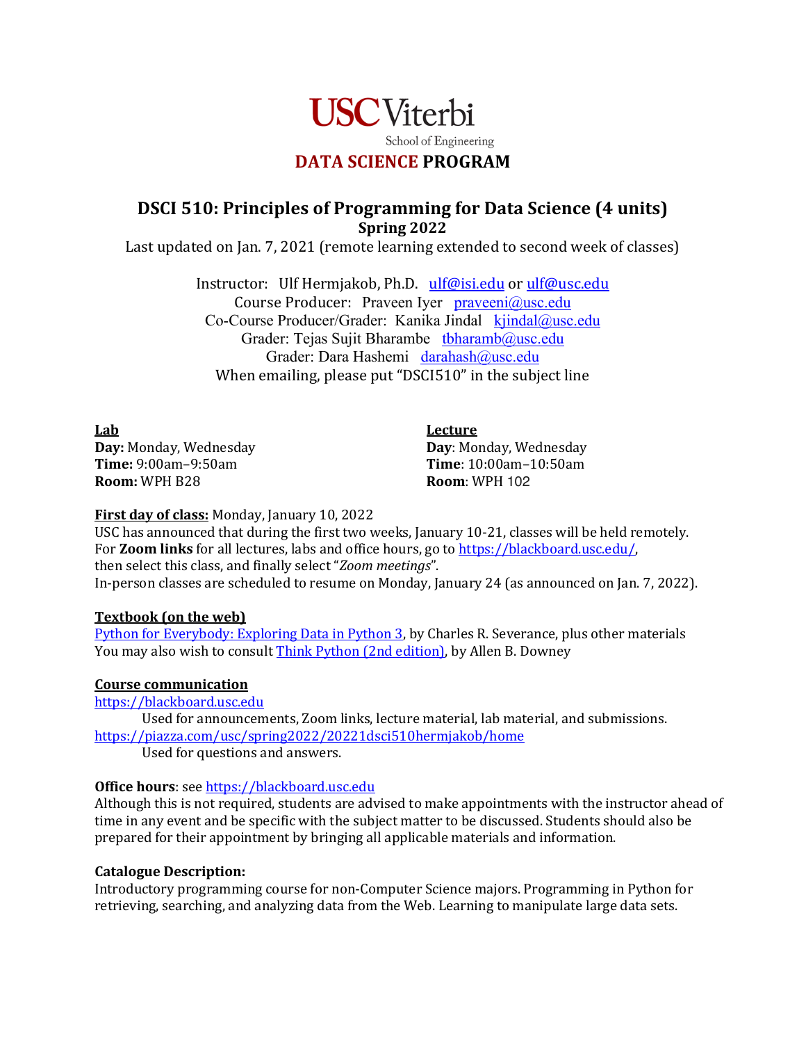**USC Viterbi**
School of Engineering
**DATA SCIENCE PROGRAM**

# DSCI 510: Principles of Programming for Data Science (4 units)

**Spring 2022**

Last updated on Jan. 7, 2021 (remote learning extended to second week of classes)

Instructor: Ulf Hermjakob, Ph.D. ulf@isi.edu or ulf@usc.edu
Course Producer: Praveen Iyer praveeni@usc.edu
Co-Course Producer/Grader: Kanika Jindal kjindal@usc.edu
Grader: Tejas Sujit Bharambe tbharamb@usc.edu
Grader: Dara Hashemi darahash@usc.edu
When emailing, please put "DSCI510" in the subject line

**Lab**
**Day:** Monday, Wednesday
**Time:** 9:00am–9:50am
**Room:** WPH B28

**Lecture**
**Day**: Monday, Wednesday
**Time**: 10:00am–10:50am
**Room**: WPH 102

**First day of class:** Monday, January 10, 2022
USC has announced that during the first two weeks, January 10-21, classes will be held remotely.
For **Zoom links** for all lectures, labs and office hours, go to https://blackboard.usc.edu/,
then select this class, and finally select "*Zoom meetings*".
In-person classes are scheduled to resume on Monday, January 24 (as announced on Jan. 7, 2022).

**Textbook (on the web)**
Python for Everybody: Exploring Data in Python 3, by Charles R. Severance, plus other materials
You may also wish to consult Think Python (2nd edition), by Allen B. Downey

**Course communication**
https://blackboard.usc.edu
Used for announcements, Zoom links, lecture material, lab material, and submissions.
https://piazza.com/usc/spring2022/20221dsci510hermjakob/home
Used for questions and answers.

**Office hours**: see https://blackboard.usc.edu
Although this is not required, students are advised to make appointments with the instructor ahead of time in any event and be specific with the subject matter to be discussed. Students should also be prepared for their appointment by bringing all applicable materials and information.

**Catalogue Description:**
Introductory programming course for non-Computer Science majors. Programming in Python for retrieving, searching, and analyzing data from the Web. Learning to manipulate large data sets.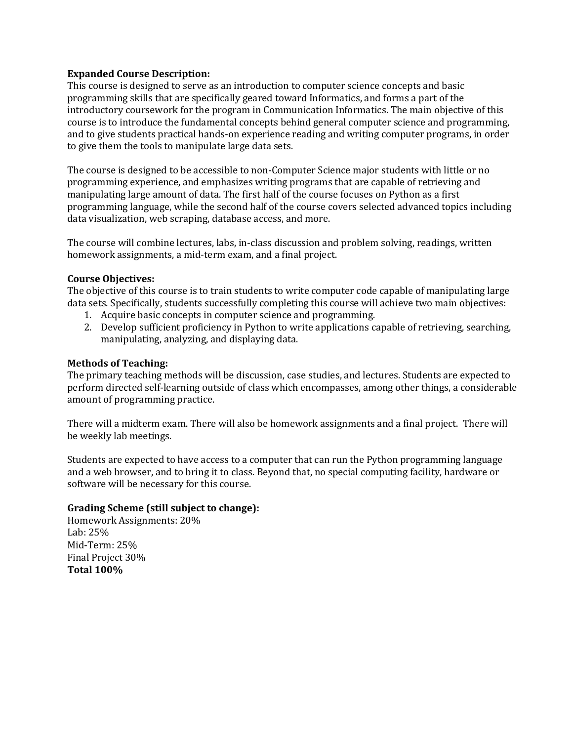**Expanded Course Description:**
This course is designed to serve as an introduction to computer science concepts and basic programming skills that are specifically geared toward Informatics, and forms a part of the introductory coursework for the program in Communication Informatics. The main objective of this course is to introduce the fundamental concepts behind general computer science and programming, and to give students practical hands-on experience reading and writing computer programs, in order to give them the tools to manipulate large data sets.

The course is designed to be accessible to non-Computer Science major students with little or no programming experience, and emphasizes writing programs that are capable of retrieving and manipulating large amount of data. The first half of the course focuses on Python as a first programming language, while the second half of the course covers selected advanced topics including data visualization, web scraping, database access, and more.

The course will combine lectures, labs, in-class discussion and problem solving, readings, written homework assignments, a mid-term exam, and a final project.

**Course Objectives:**
The objective of this course is to train students to write computer code capable of manipulating large data sets. Specifically, students successfully completing this course will achieve two main objectives:

1. Acquire basic concepts in computer science and programming.
2. Develop sufficient proficiency in Python to write applications capable of retrieving, searching, manipulating, analyzing, and displaying data.

**Methods of Teaching:**
The primary teaching methods will be discussion, case studies, and lectures. Students are expected to perform directed self-learning outside of class which encompasses, among other things, a considerable amount of programming practice.

There will a midterm exam. There will also be homework assignments and a final project. There will be weekly lab meetings.

Students are expected to have access to a computer that can run the Python programming language and a web browser, and to bring it to class. Beyond that, no special computing facility, hardware or software will be necessary for this course.

**Grading Scheme (still subject to change):**
Homework Assignments: 20%
Lab: 25%
Mid-Term: 25%
Final Project 30%
**Total 100%**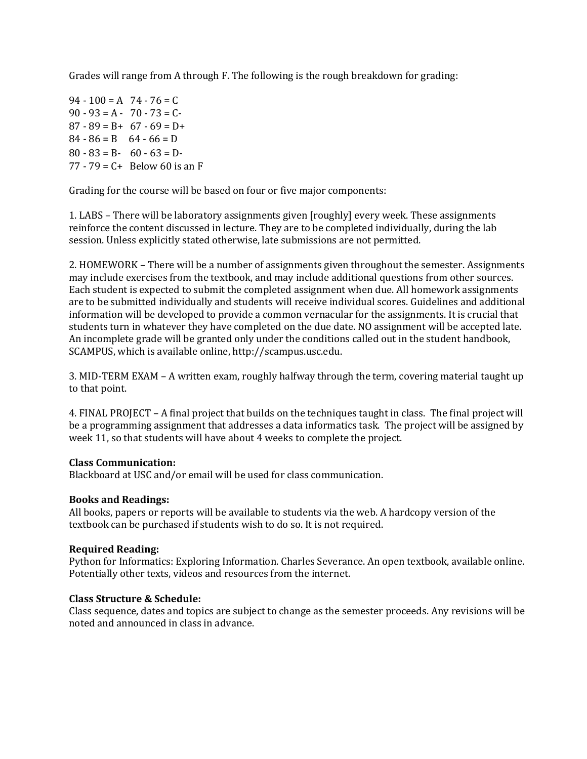Grades will range from A through F. The following is the rough breakdown for grading:

| | |
|---|---|
| 94 - 100 = A | 74 - 76 = C |
| 90 - 93 = A - | 70 - 73 = C- |
| 87 - 89 = B+ | 67 - 69 = D+ |
| 84 - 86 = B | 64 - 66 = D |
| 80 - 83 = B- | 60 - 63 = D- |
| 77 - 79 = C+ | Below 60 is an F |

Grading for the course will be based on four or five major components:

1. LABS – There will be laboratory assignments given [roughly] every week. These assignments reinforce the content discussed in lecture. They are to be completed individually, during the lab session. Unless explicitly stated otherwise, late submissions are not permitted.

2. HOMEWORK – There will be a number of assignments given throughout the semester. Assignments may include exercises from the textbook, and may include additional questions from other sources. Each student is expected to submit the completed assignment when due. All homework assignments are to be submitted individually and students will receive individual scores. Guidelines and additional information will be developed to provide a common vernacular for the assignments. It is crucial that students turn in whatever they have completed on the due date. NO assignment will be accepted late. An incomplete grade will be granted only under the conditions called out in the student handbook, SCAMPUS, which is available online, http://scampus.usc.edu.

3. MID-TERM EXAM – A written exam, roughly halfway through the term, covering material taught up to that point.

4. FINAL PROJECT – A final project that builds on the techniques taught in class. The final project will be a programming assignment that addresses a data informatics task. The project will be assigned by week 11, so that students will have about 4 weeks to complete the project.

**Class Communication:**
Blackboard at USC and/or email will be used for class communication.

**Books and Readings:**
All books, papers or reports will be available to students via the web. A hardcopy version of the textbook can be purchased if students wish to do so. It is not required.

**Required Reading:**
Python for Informatics: Exploring Information. Charles Severance. An open textbook, available online. Potentially other texts, videos and resources from the internet.

**Class Structure & Schedule:**
Class sequence, dates and topics are subject to change as the semester proceeds. Any revisions will be noted and announced in class in advance.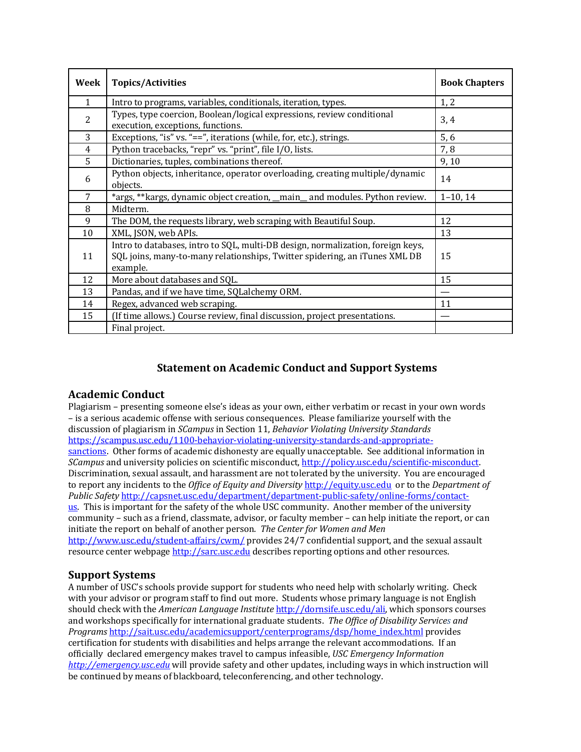| Week | Topics/Activities | Book Chapters |
|---|---|---|
| 1 | Intro to programs, variables, conditionals, iteration, types. | 1, 2 |
| 2 | Types, type coercion, Boolean/logical expressions, review conditional execution, exceptions, functions. | 3, 4 |
| 3 | Exceptions, "is" vs. "==", iterations (while, for, etc.), strings. | 5, 6 |
| 4 | Python tracebacks, "repr" vs. "print", file I/O, lists. | 7, 8 |
| 5 | Dictionaries, tuples, combinations thereof. | 9, 10 |
| 6 | Python objects, inheritance, operator overloading, creating multiple/dynamic objects. | 14 |
| 7 | *args, **kargs, dynamic object creation, __main__ and modules. Python review. | 1–10, 14 |
| 8 | Midterm. | |
| 9 | The DOM, the requests library, web scraping with Beautiful Soup. | 12 |
| 10 | XML, JSON, web APIs. | 13 |
| 11 | Intro to databases, intro to SQL, multi-DB design, normalization, foreign keys, SQL joins, many-to-many relationships, Twitter spidering, an iTunes XML DB example. | 15 |
| 12 | More about databases and SQL. | 15 |
| 13 | Pandas, and if we have time, SQLalchemy ORM. | — |
| 14 | Regex, advanced web scraping. | 11 |
| 15 | (If time allows.) Course review, final discussion, project presentations. | — |
| | Final project. | |

## Statement on Academic Conduct and Support Systems

### Academic Conduct

Plagiarism – presenting someone else's ideas as your own, either verbatim or recast in your own words – is a serious academic offense with serious consequences. Please familiarize yourself with the discussion of plagiarism in *SCampus* in Section 11, *Behavior Violating University Standards* https://scampus.usc.edu/1100-behavior-violating-university-standards-and-appropriate-sanctions. Other forms of academic dishonesty are equally unacceptable. See additional information in *SCampus* and university policies on scientific misconduct, http://policy.usc.edu/scientific-misconduct. Discrimination, sexual assault, and harassment are not tolerated by the university. You are encouraged to report any incidents to the *Office of Equity and Diversity* http://equity.usc.edu or to the *Department of Public Safety* http://capsnet.usc.edu/department/department-public-safety/online-forms/contact-us. This is important for the safety of the whole USC community. Another member of the university community – such as a friend, classmate, advisor, or faculty member – can help initiate the report, or can initiate the report on behalf of another person. *The Center for Women and Men* http://www.usc.edu/student-affairs/cwm/ provides 24/7 confidential support, and the sexual assault resource center webpage http://sarc.usc.edu describes reporting options and other resources.

### Support Systems

A number of USC's schools provide support for students who need help with scholarly writing. Check with your advisor or program staff to find out more. Students whose primary language is not English should check with the *American Language Institute* http://dornsife.usc.edu/ali, which sponsors courses and workshops specifically for international graduate students. *The Office of Disability Services and Programs* http://sait.usc.edu/academicsupport/centerprograms/dsp/home_index.html provides certification for students with disabilities and helps arrange the relevant accommodations. If an officially declared emergency makes travel to campus infeasible, *USC Emergency Information* *http://emergency.usc.edu* will provide safety and other updates, including ways in which instruction will be continued by means of blackboard, teleconferencing, and other technology.